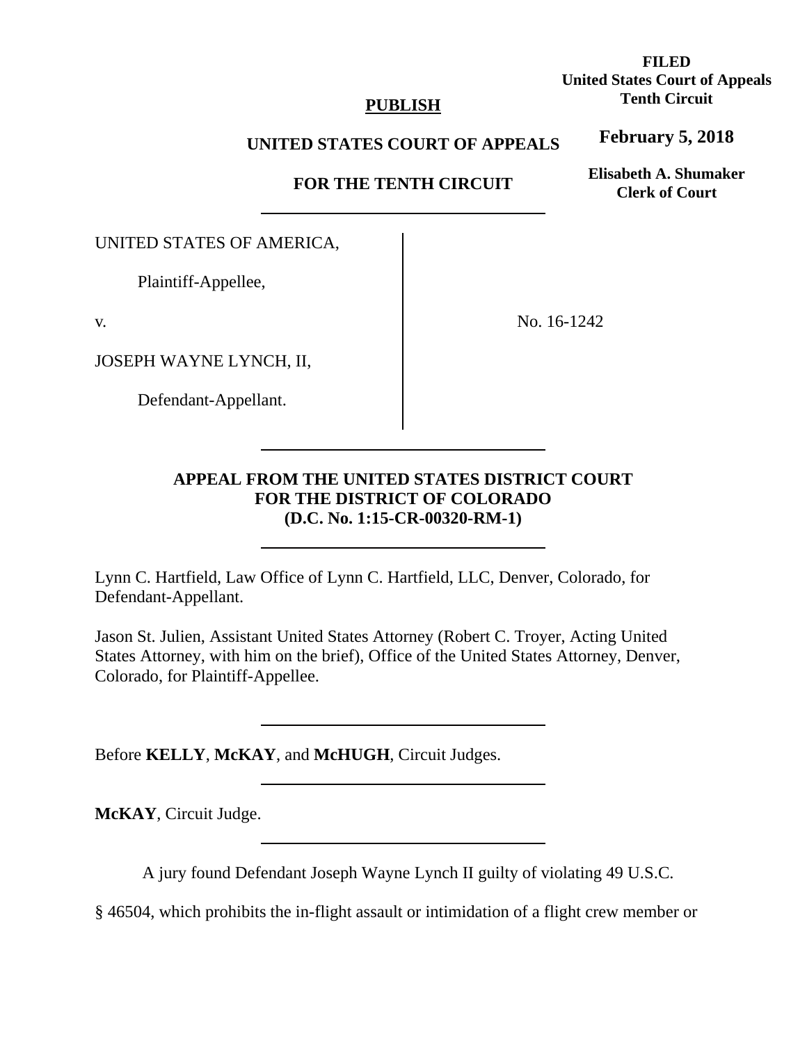**FILED**
**United States Court of Appeals**
**Tenth Circuit**

**February 5, 2018**

**Elisabeth A. Shumaker**
**Clerk of Court**

**PUBLISH**

**UNITED STATES COURT OF APPEALS**

**FOR THE TENTH CIRCUIT**

---

UNITED STATES OF AMERICA,

Plaintiff-Appellee,

v.

JOSEPH WAYNE LYNCH, II,

Defendant-Appellant.

No. 16-1242

---

**APPEAL FROM THE UNITED STATES DISTRICT COURT FOR THE DISTRICT OF COLORADO (D.C. No. 1:15-CR-00320-RM-1)**

---

Lynn C. Hartfield, Law Office of Lynn C. Hartfield, LLC, Denver, Colorado, for Defendant-Appellant.

Jason St. Julien, Assistant United States Attorney (Robert C. Troyer, Acting United States Attorney, with him on the brief), Office of the United States Attorney, Denver, Colorado, for Plaintiff-Appellee.

---

Before **KELLY**, **McKAY**, and **McHUGH**, Circuit Judges.

---

**McKAY**, Circuit Judge.

---

A jury found Defendant Joseph Wayne Lynch II guilty of violating 49 U.S.C. § 46504, which prohibits the in-flight assault or intimidation of a flight crew member or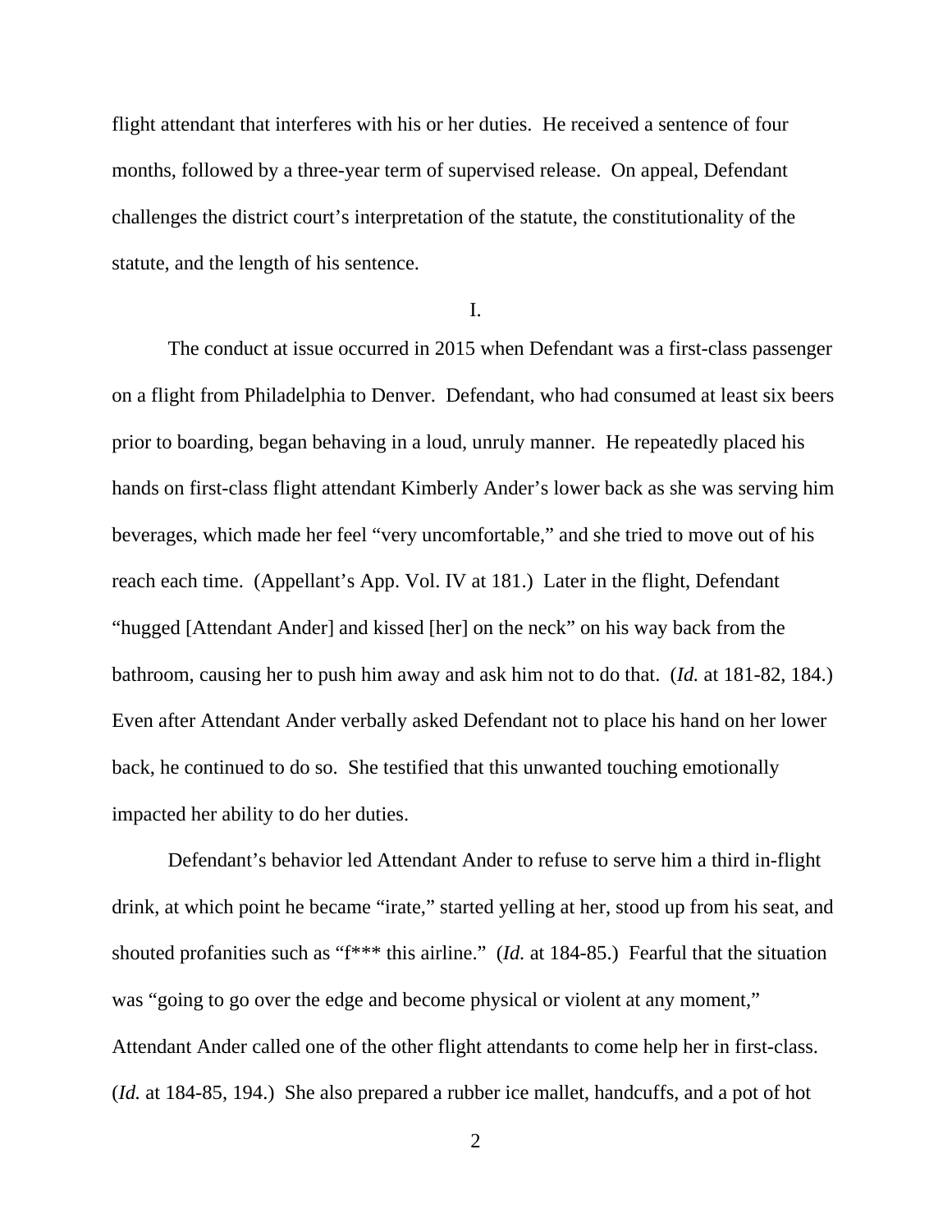flight attendant that interferes with his or her duties. He received a sentence of four months, followed by a three-year term of supervised release. On appeal, Defendant challenges the district court's interpretation of the statute, the constitutionality of the statute, and the length of his sentence.

I.

The conduct at issue occurred in 2015 when Defendant was a first-class passenger on a flight from Philadelphia to Denver. Defendant, who had consumed at least six beers prior to boarding, began behaving in a loud, unruly manner. He repeatedly placed his hands on first-class flight attendant Kimberly Ander's lower back as she was serving him beverages, which made her feel "very uncomfortable," and she tried to move out of his reach each time. (Appellant's App. Vol. IV at 181.) Later in the flight, Defendant "hugged [Attendant Ander] and kissed [her] on the neck" on his way back from the bathroom, causing her to push him away and ask him not to do that. (*Id.* at 181-82, 184.) Even after Attendant Ander verbally asked Defendant not to place his hand on her lower back, he continued to do so. She testified that this unwanted touching emotionally impacted her ability to do her duties.

Defendant's behavior led Attendant Ander to refuse to serve him a third in-flight drink, at which point he became "irate," started yelling at her, stood up from his seat, and shouted profanities such as "f*** this airline." (*Id.* at 184-85.) Fearful that the situation was "going to go over the edge and become physical or violent at any moment," Attendant Ander called one of the other flight attendants to come help her in first-class. (*Id.* at 184-85, 194.) She also prepared a rubber ice mallet, handcuffs, and a pot of hot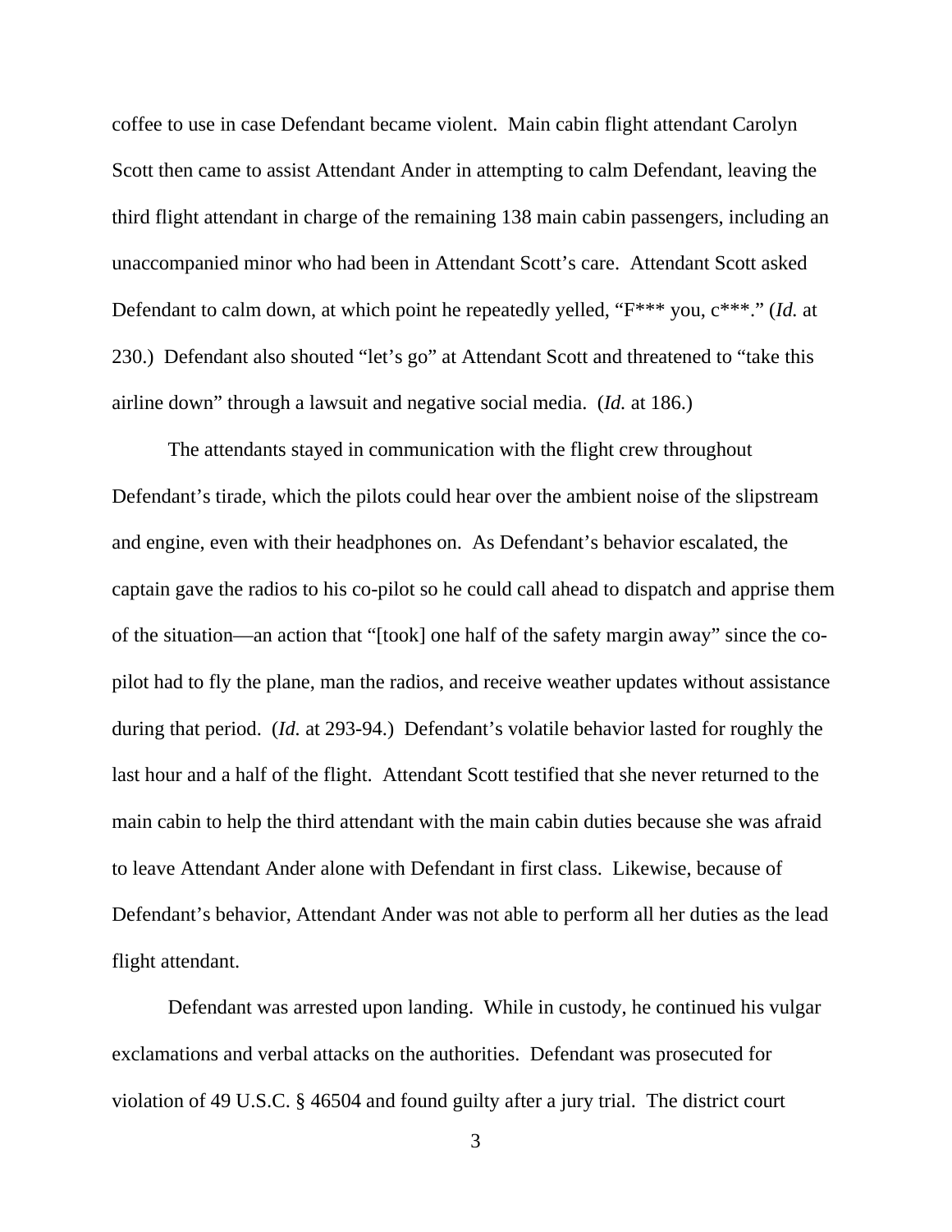coffee to use in case Defendant became violent. Main cabin flight attendant Carolyn Scott then came to assist Attendant Ander in attempting to calm Defendant, leaving the third flight attendant in charge of the remaining 138 main cabin passengers, including an unaccompanied minor who had been in Attendant Scott's care. Attendant Scott asked Defendant to calm down, at which point he repeatedly yelled, "F*** you, c***." (*Id.* at 230.) Defendant also shouted "let's go" at Attendant Scott and threatened to "take this airline down" through a lawsuit and negative social media. (*Id.* at 186.)

The attendants stayed in communication with the flight crew throughout Defendant's tirade, which the pilots could hear over the ambient noise of the slipstream and engine, even with their headphones on. As Defendant's behavior escalated, the captain gave the radios to his co-pilot so he could call ahead to dispatch and apprise them of the situation—an action that "[took] one half of the safety margin away" since the co-pilot had to fly the plane, man the radios, and receive weather updates without assistance during that period. (*Id.* at 293-94.) Defendant's volatile behavior lasted for roughly the last hour and a half of the flight. Attendant Scott testified that she never returned to the main cabin to help the third attendant with the main cabin duties because she was afraid to leave Attendant Ander alone with Defendant in first class. Likewise, because of Defendant's behavior, Attendant Ander was not able to perform all her duties as the lead flight attendant.

Defendant was arrested upon landing. While in custody, he continued his vulgar exclamations and verbal attacks on the authorities. Defendant was prosecuted for violation of 49 U.S.C. § 46504 and found guilty after a jury trial. The district court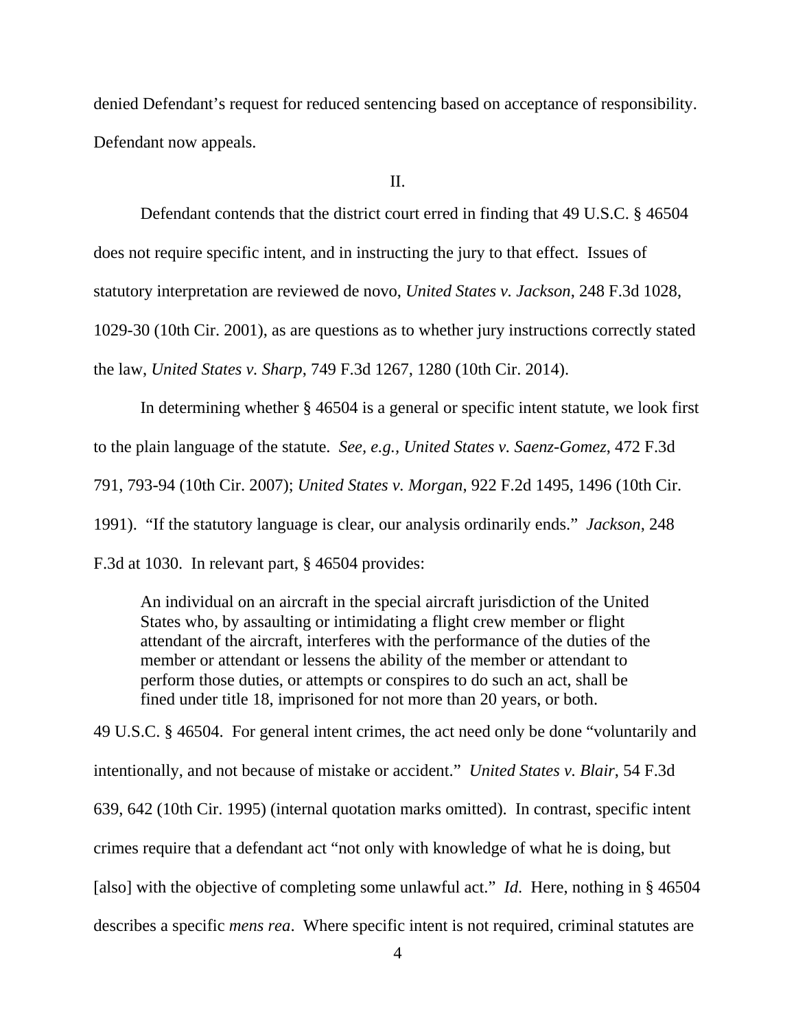denied Defendant's request for reduced sentencing based on acceptance of responsibility. Defendant now appeals.

II.

Defendant contends that the district court erred in finding that 49 U.S.C. § 46504 does not require specific intent, and in instructing the jury to that effect. Issues of statutory interpretation are reviewed de novo, *United States v. Jackson*, 248 F.3d 1028, 1029-30 (10th Cir. 2001), as are questions as to whether jury instructions correctly stated the law, *United States v. Sharp*, 749 F.3d 1267, 1280 (10th Cir. 2014).

In determining whether § 46504 is a general or specific intent statute, we look first to the plain language of the statute. *See, e.g.*, *United States v. Saenz-Gomez*, 472 F.3d 791, 793-94 (10th Cir. 2007); *United States v. Morgan*, 922 F.2d 1495, 1496 (10th Cir. 1991). "If the statutory language is clear, our analysis ordinarily ends." *Jackson*, 248 F.3d at 1030. In relevant part, § 46504 provides:

> An individual on an aircraft in the special aircraft jurisdiction of the United States who, by assaulting or intimidating a flight crew member or flight attendant of the aircraft, interferes with the performance of the duties of the member or attendant or lessens the ability of the member or attendant to perform those duties, or attempts or conspires to do such an act, shall be fined under title 18, imprisoned for not more than 20 years, or both.

49 U.S.C. § 46504. For general intent crimes, the act need only be done "voluntarily and intentionally, and not because of mistake or accident." *United States v. Blair*, 54 F.3d 639, 642 (10th Cir. 1995) (internal quotation marks omitted). In contrast, specific intent crimes require that a defendant act "not only with knowledge of what he is doing, but [also] with the objective of completing some unlawful act." *Id*. Here, nothing in § 46504 describes a specific *mens rea*. Where specific intent is not required, criminal statutes are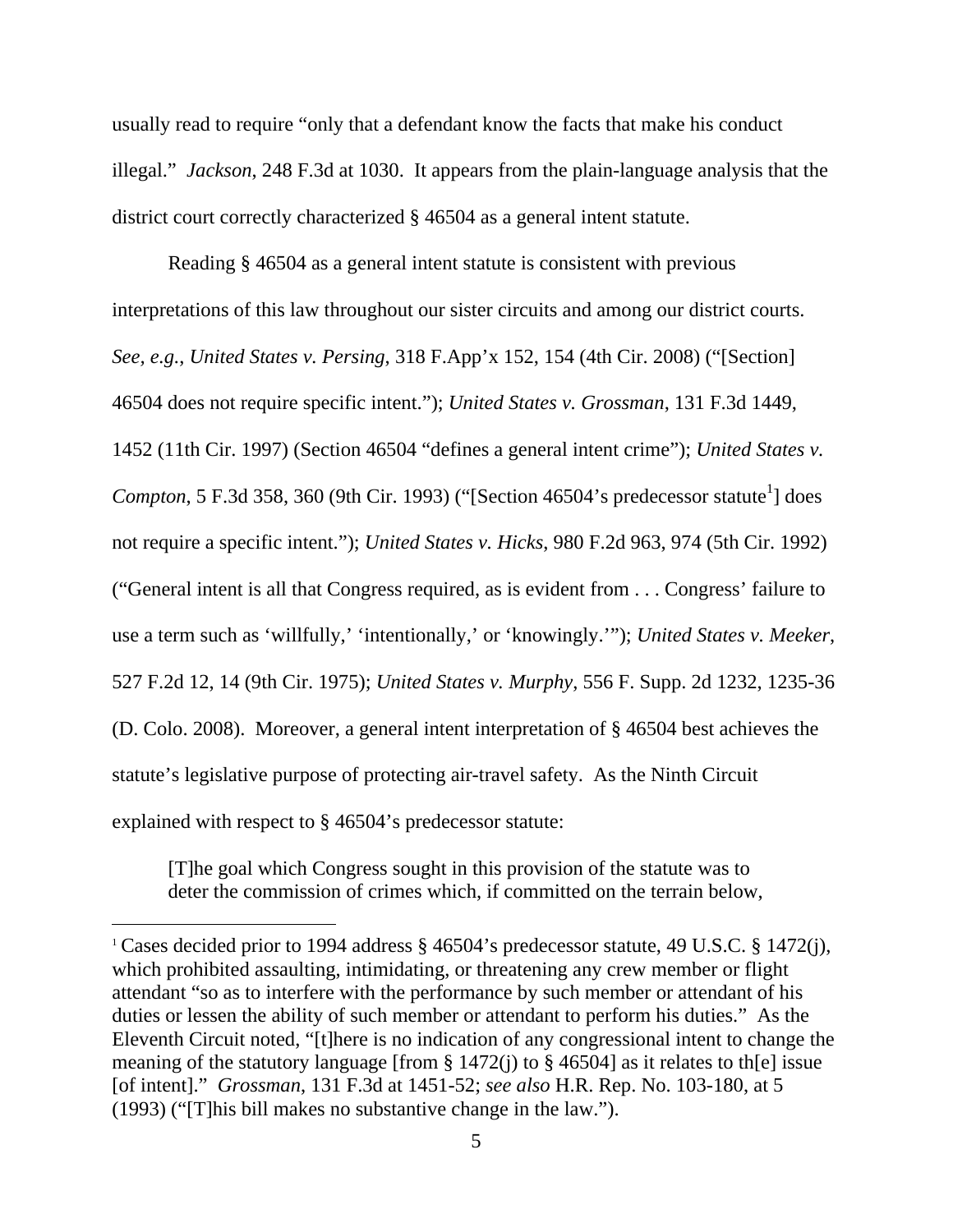usually read to require "only that a defendant know the facts that make his conduct illegal." *Jackson*, 248 F.3d at 1030. It appears from the plain-language analysis that the district court correctly characterized § 46504 as a general intent statute.

Reading § 46504 as a general intent statute is consistent with previous interpretations of this law throughout our sister circuits and among our district courts. *See, e.g.*, *United States v. Persing*, 318 F.App'x 152, 154 (4th Cir. 2008) ("[Section] 46504 does not require specific intent."); *United States v. Grossman*, 131 F.3d 1449, 1452 (11th Cir. 1997) (Section 46504 "defines a general intent crime"); *United States v. Compton*, 5 F.3d 358, 360 (9th Cir. 1993) ("[Section 46504's predecessor statute[1]] does not require a specific intent."); *United States v. Hicks*, 980 F.2d 963, 974 (5th Cir. 1992) ("General intent is all that Congress required, as is evident from . . . Congress' failure to use a term such as 'willfully,' 'intentionally,' or 'knowingly.'"); *United States v. Meeker*, 527 F.2d 12, 14 (9th Cir. 1975); *United States v. Murphy*, 556 F. Supp. 2d 1232, 1235-36 (D. Colo. 2008). Moreover, a general intent interpretation of § 46504 best achieves the statute's legislative purpose of protecting air-travel safety. As the Ninth Circuit explained with respect to § 46504's predecessor statute:

> [T]he goal which Congress sought in this provision of the statute was to deter the commission of crimes which, if committed on the terrain below,

---

[1] Cases decided prior to 1994 address § 46504's predecessor statute, 49 U.S.C. § 1472(j), which prohibited assaulting, intimidating, or threatening any crew member or flight attendant "so as to interfere with the performance by such member or attendant of his duties or lessen the ability of such member or attendant to perform his duties." As the Eleventh Circuit noted, "[t]here is no indication of any congressional intent to change the meaning of the statutory language [from § 1472(j) to § 46504] as it relates to th[e] issue [of intent]." *Grossman*, 131 F.3d at 1451-52; *see also* H.R. Rep. No. 103-180, at 5 (1993) ("[T]his bill makes no substantive change in the law.").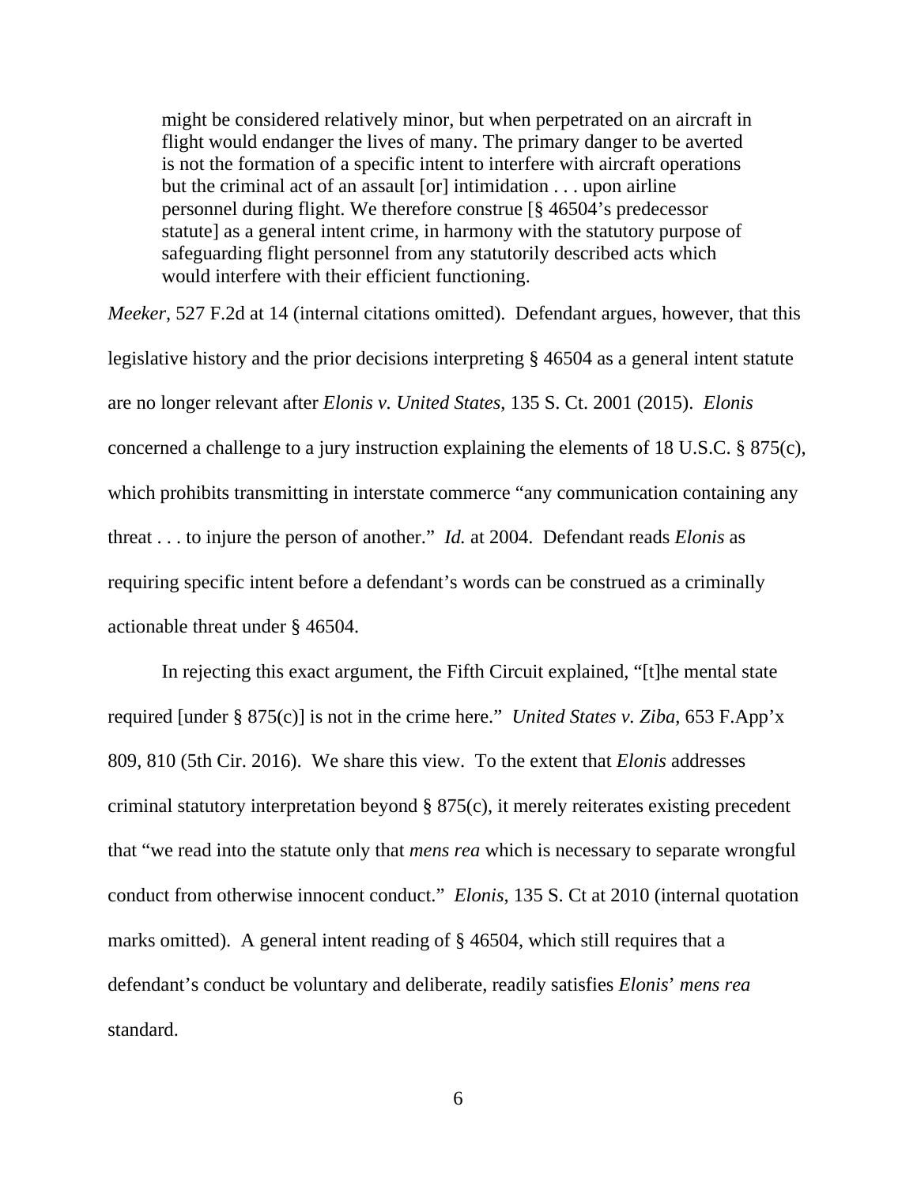> might be considered relatively minor, but when perpetrated on an aircraft in flight would endanger the lives of many. The primary danger to be averted is not the formation of a specific intent to interfere with aircraft operations but the criminal act of an assault [or] intimidation . . . upon airline personnel during flight. We therefore construe [§ 46504's predecessor statute] as a general intent crime, in harmony with the statutory purpose of safeguarding flight personnel from any statutorily described acts which would interfere with their efficient functioning.

*Meeker*, 527 F.2d at 14 (internal citations omitted). Defendant argues, however, that this legislative history and the prior decisions interpreting § 46504 as a general intent statute are no longer relevant after *Elonis v. United States*, 135 S. Ct. 2001 (2015). *Elonis* concerned a challenge to a jury instruction explaining the elements of 18 U.S.C. § 875(c), which prohibits transmitting in interstate commerce "any communication containing any threat . . . to injure the person of another." *Id.* at 2004. Defendant reads *Elonis* as requiring specific intent before a defendant's words can be construed as a criminally actionable threat under § 46504.

In rejecting this exact argument, the Fifth Circuit explained, "[t]he mental state required [under § 875(c)] is not in the crime here." *United States v. Ziba*, 653 F.App'x 809, 810 (5th Cir. 2016). We share this view. To the extent that *Elonis* addresses criminal statutory interpretation beyond § 875(c), it merely reiterates existing precedent that "we read into the statute only that *mens rea* which is necessary to separate wrongful conduct from otherwise innocent conduct." *Elonis*, 135 S. Ct at 2010 (internal quotation marks omitted). A general intent reading of § 46504, which still requires that a defendant's conduct be voluntary and deliberate, readily satisfies *Elonis*' *mens rea* standard.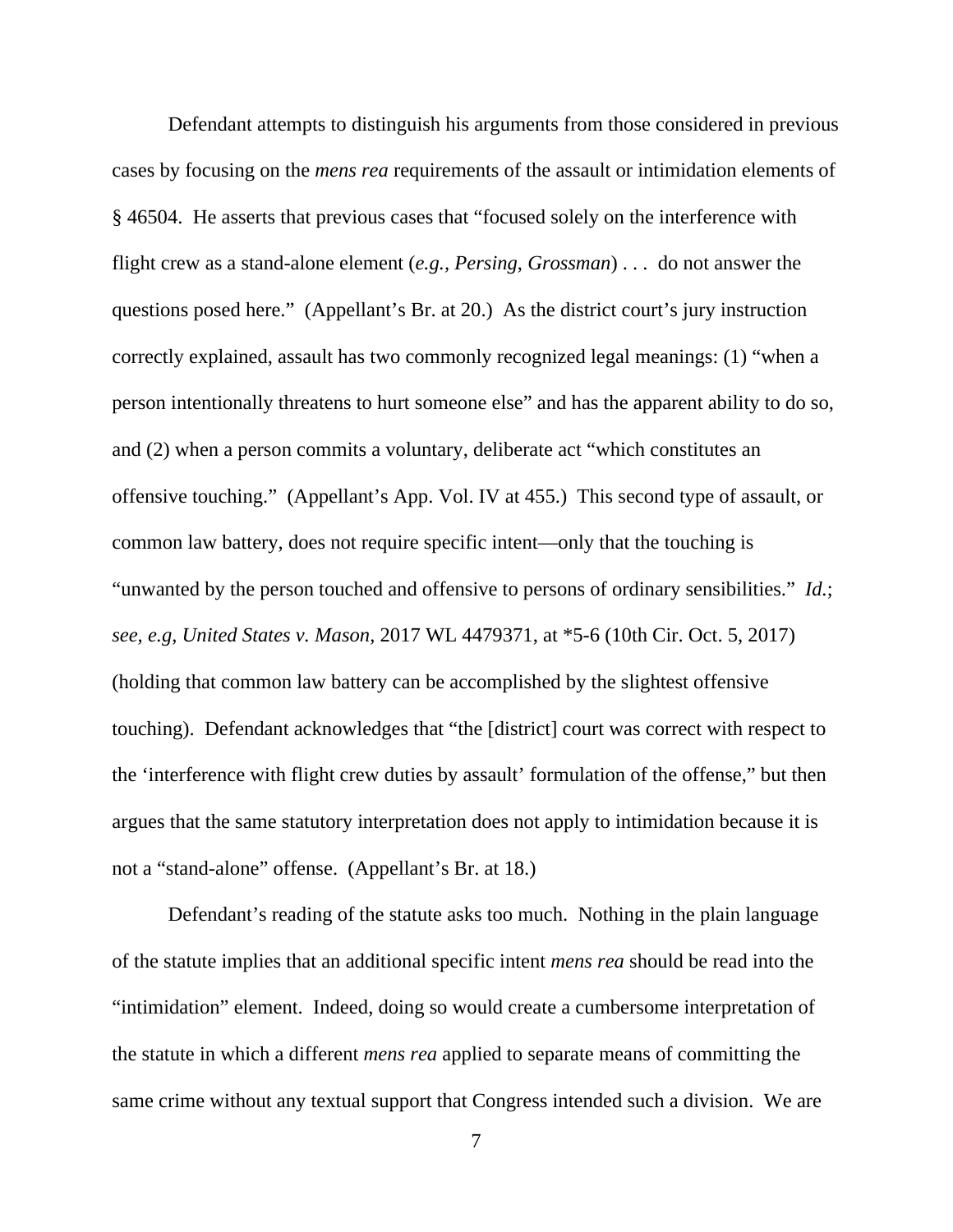Defendant attempts to distinguish his arguments from those considered in previous cases by focusing on the *mens rea* requirements of the assault or intimidation elements of § 46504. He asserts that previous cases that "focused solely on the interference with flight crew as a stand-alone element (*e.g., Persing*, *Grossman*) . . . do not answer the questions posed here." (Appellant's Br. at 20.) As the district court's jury instruction correctly explained, assault has two commonly recognized legal meanings: (1) "when a person intentionally threatens to hurt someone else" and has the apparent ability to do so, and (2) when a person commits a voluntary, deliberate act "which constitutes an offensive touching." (Appellant's App. Vol. IV at 455.) This second type of assault, or common law battery, does not require specific intent—only that the touching is "unwanted by the person touched and offensive to persons of ordinary sensibilities." *Id.*; *see, e.g*, *United States v. Mason*, 2017 WL 4479371, at *5-6 (10th Cir. Oct. 5, 2017) (holding that common law battery can be accomplished by the slightest offensive touching). Defendant acknowledges that "the [district] court was correct with respect to the 'interference with flight crew duties by assault' formulation of the offense," but then argues that the same statutory interpretation does not apply to intimidation because it is not a "stand-alone" offense. (Appellant's Br. at 18.)

Defendant's reading of the statute asks too much. Nothing in the plain language of the statute implies that an additional specific intent *mens rea* should be read into the "intimidation" element. Indeed, doing so would create a cumbersome interpretation of the statute in which a different *mens rea* applied to separate means of committing the same crime without any textual support that Congress intended such a division. We are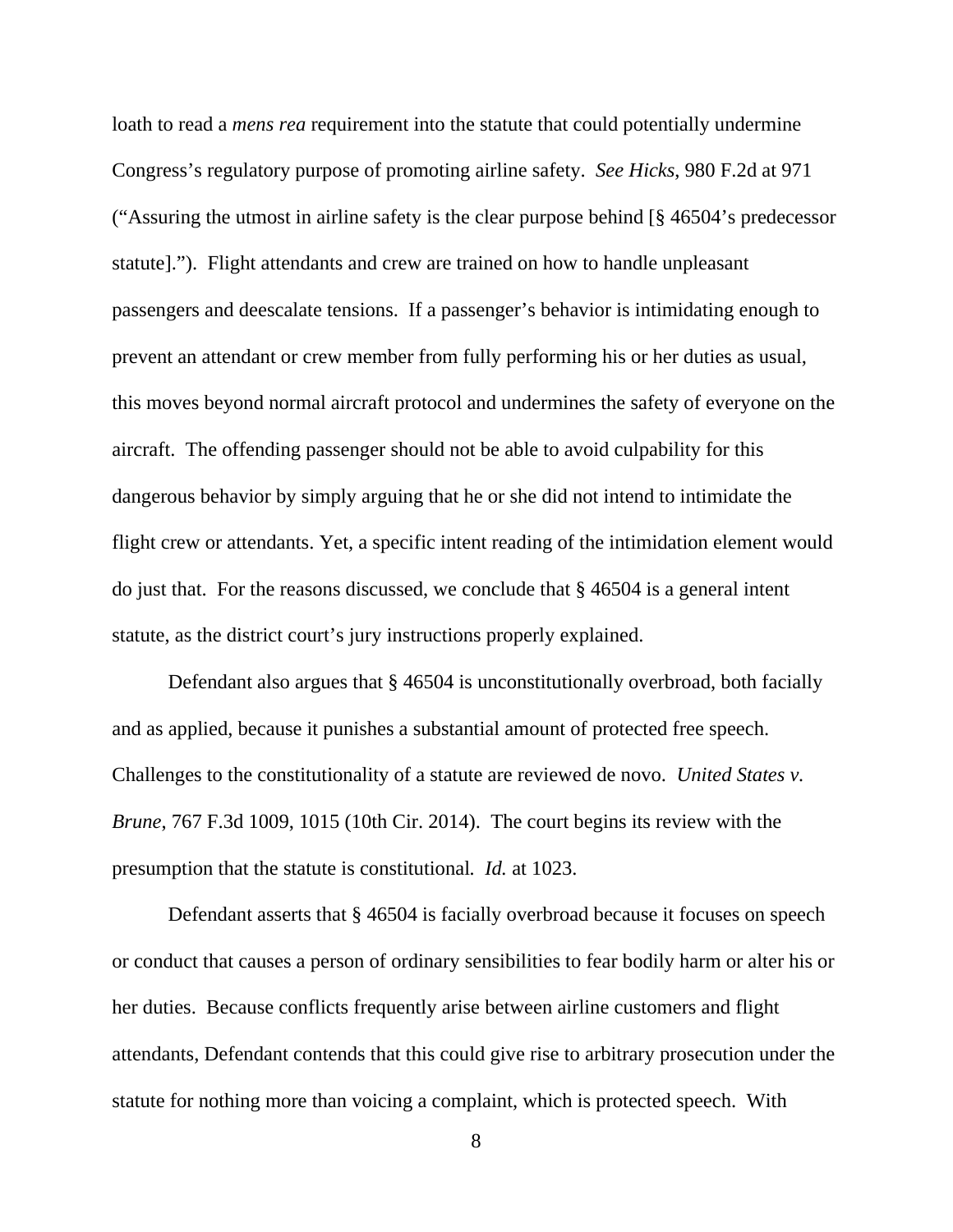loath to read a *mens rea* requirement into the statute that could potentially undermine Congress's regulatory purpose of promoting airline safety. *See Hicks*, 980 F.2d at 971 ("Assuring the utmost in airline safety is the clear purpose behind [§ 46504's predecessor statute]."). Flight attendants and crew are trained on how to handle unpleasant passengers and deescalate tensions. If a passenger's behavior is intimidating enough to prevent an attendant or crew member from fully performing his or her duties as usual, this moves beyond normal aircraft protocol and undermines the safety of everyone on the aircraft. The offending passenger should not be able to avoid culpability for this dangerous behavior by simply arguing that he or she did not intend to intimidate the flight crew or attendants. Yet, a specific intent reading of the intimidation element would do just that. For the reasons discussed, we conclude that § 46504 is a general intent statute, as the district court's jury instructions properly explained.

Defendant also argues that § 46504 is unconstitutionally overbroad, both facially and as applied, because it punishes a substantial amount of protected free speech. Challenges to the constitutionality of a statute are reviewed de novo. *United States v. Brune*, 767 F.3d 1009, 1015 (10th Cir. 2014). The court begins its review with the presumption that the statute is constitutional. *Id.* at 1023.

Defendant asserts that § 46504 is facially overbroad because it focuses on speech or conduct that causes a person of ordinary sensibilities to fear bodily harm or alter his or her duties. Because conflicts frequently arise between airline customers and flight attendants, Defendant contends that this could give rise to arbitrary prosecution under the statute for nothing more than voicing a complaint, which is protected speech. With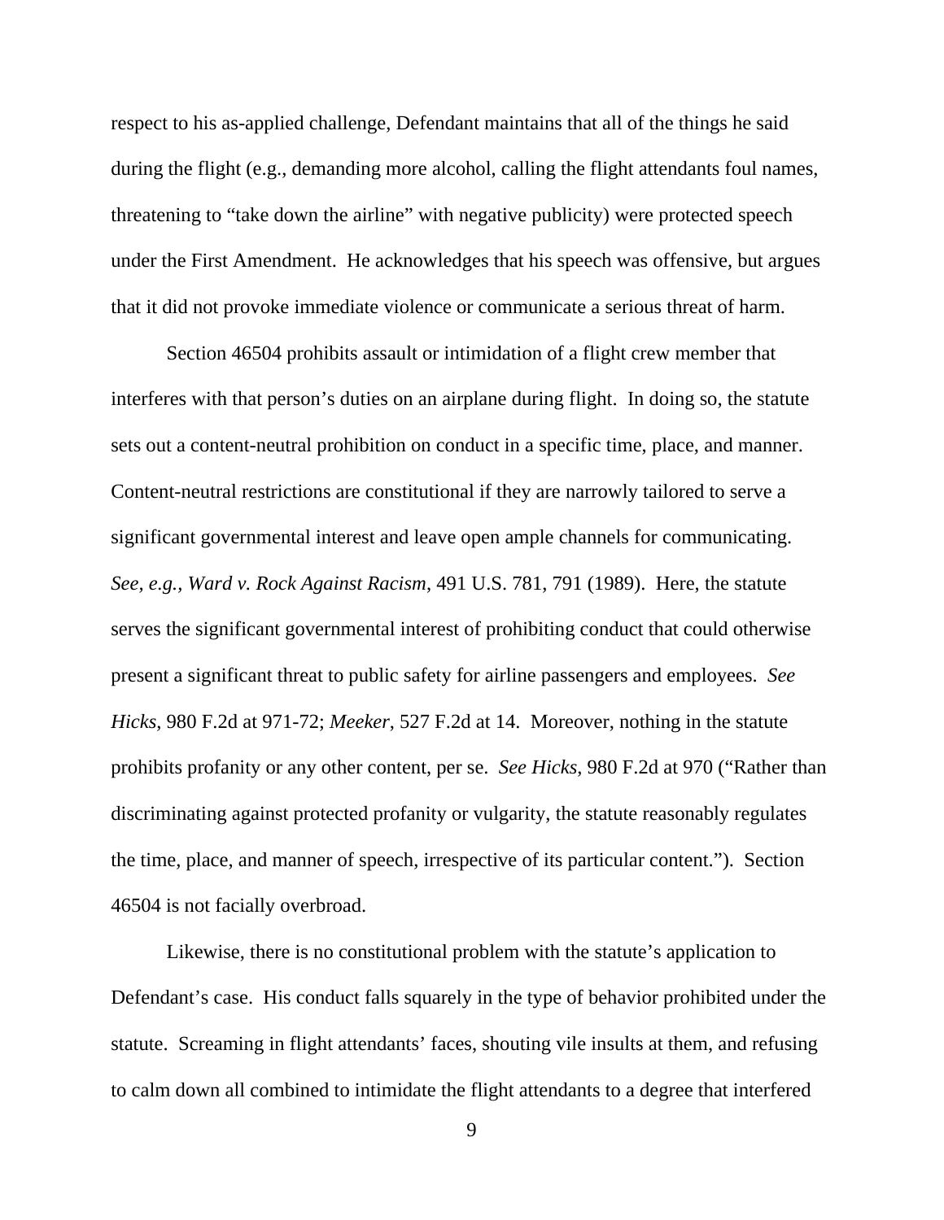respect to his as-applied challenge, Defendant maintains that all of the things he said during the flight (e.g., demanding more alcohol, calling the flight attendants foul names, threatening to "take down the airline" with negative publicity) were protected speech under the First Amendment. He acknowledges that his speech was offensive, but argues that it did not provoke immediate violence or communicate a serious threat of harm.

Section 46504 prohibits assault or intimidation of a flight crew member that interferes with that person's duties on an airplane during flight. In doing so, the statute sets out a content-neutral prohibition on conduct in a specific time, place, and manner. Content-neutral restrictions are constitutional if they are narrowly tailored to serve a significant governmental interest and leave open ample channels for communicating. *See, e.g.*, *Ward v. Rock Against Racism*, 491 U.S. 781, 791 (1989). Here, the statute serves the significant governmental interest of prohibiting conduct that could otherwise present a significant threat to public safety for airline passengers and employees. *See Hicks*, 980 F.2d at 971-72; *Meeker*, 527 F.2d at 14. Moreover, nothing in the statute prohibits profanity or any other content, per se. *See Hicks*, 980 F.2d at 970 ("Rather than discriminating against protected profanity or vulgarity, the statute reasonably regulates the time, place, and manner of speech, irrespective of its particular content."). Section 46504 is not facially overbroad.

Likewise, there is no constitutional problem with the statute's application to Defendant's case. His conduct falls squarely in the type of behavior prohibited under the statute. Screaming in flight attendants' faces, shouting vile insults at them, and refusing to calm down all combined to intimidate the flight attendants to a degree that interfered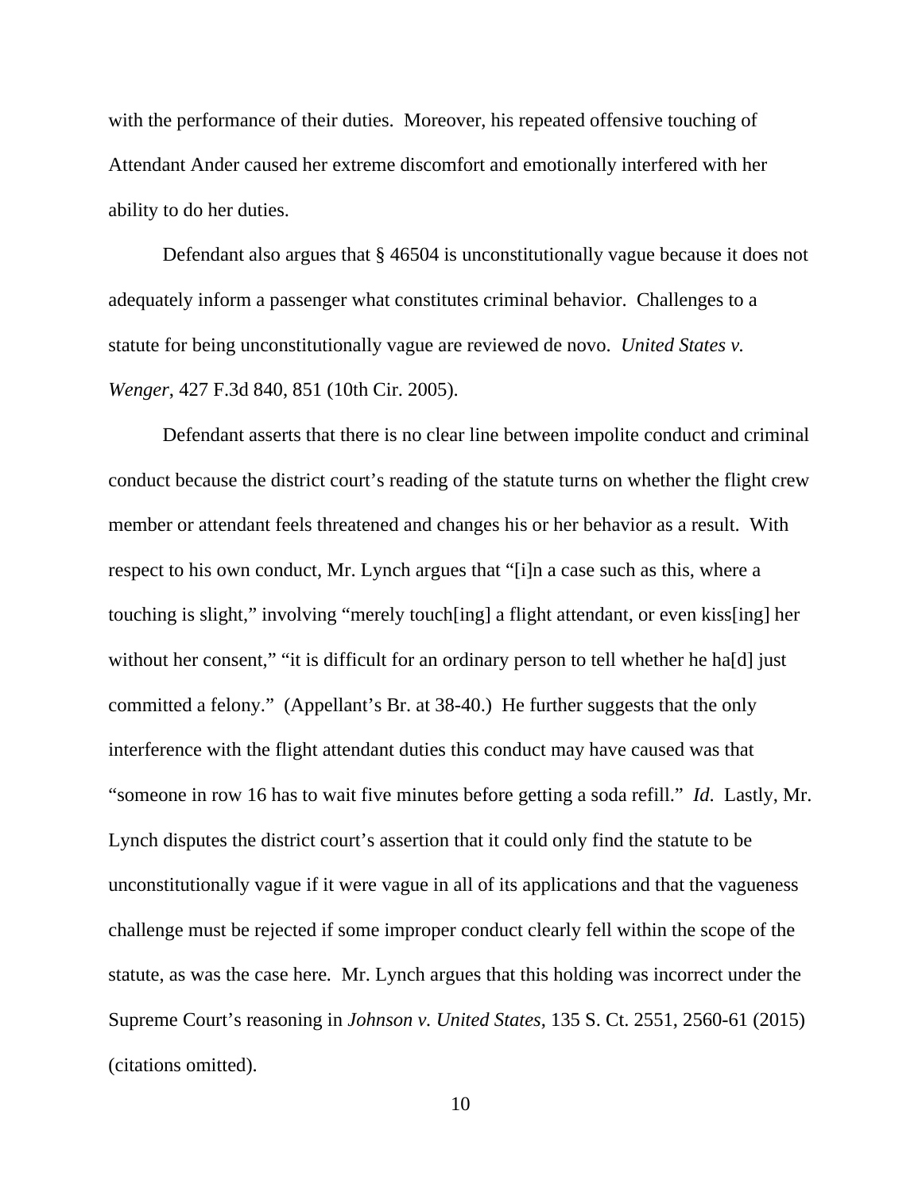with the performance of their duties. Moreover, his repeated offensive touching of Attendant Ander caused her extreme discomfort and emotionally interfered with her ability to do her duties.

Defendant also argues that § 46504 is unconstitutionally vague because it does not adequately inform a passenger what constitutes criminal behavior. Challenges to a statute for being unconstitutionally vague are reviewed de novo. *United States v. Wenger*, 427 F.3d 840, 851 (10th Cir. 2005).

Defendant asserts that there is no clear line between impolite conduct and criminal conduct because the district court's reading of the statute turns on whether the flight crew member or attendant feels threatened and changes his or her behavior as a result. With respect to his own conduct, Mr. Lynch argues that "[i]n a case such as this, where a touching is slight," involving "merely touch[ing] a flight attendant, or even kiss[ing] her without her consent," "it is difficult for an ordinary person to tell whether he ha[d] just committed a felony." (Appellant's Br. at 38-40.) He further suggests that the only interference with the flight attendant duties this conduct may have caused was that "someone in row 16 has to wait five minutes before getting a soda refill." *Id*. Lastly, Mr. Lynch disputes the district court's assertion that it could only find the statute to be unconstitutionally vague if it were vague in all of its applications and that the vagueness challenge must be rejected if some improper conduct clearly fell within the scope of the statute, as was the case here. Mr. Lynch argues that this holding was incorrect under the Supreme Court's reasoning in *Johnson v. United States*, 135 S. Ct. 2551, 2560-61 (2015) (citations omitted).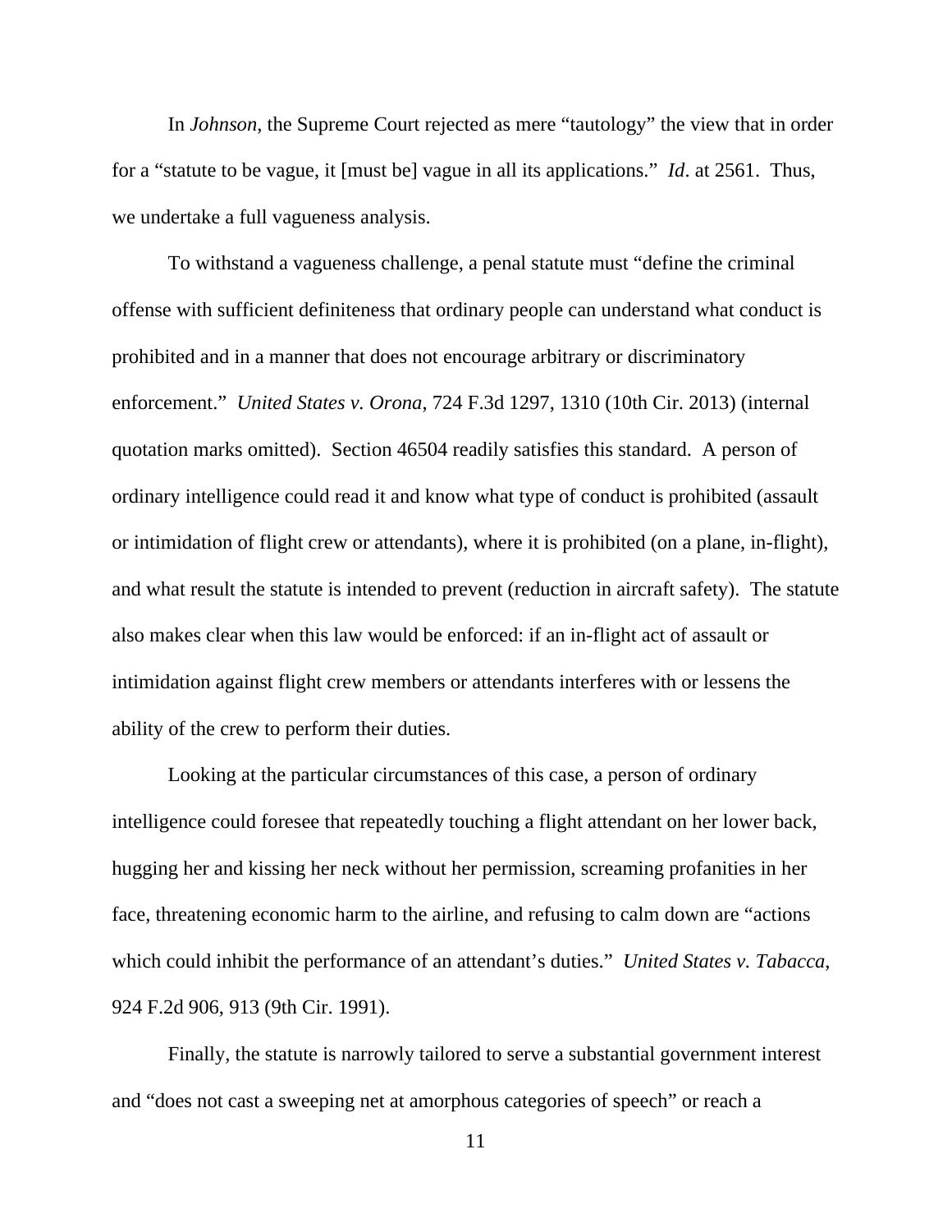In *Johnson*, the Supreme Court rejected as mere "tautology" the view that in order for a "statute to be vague, it [must be] vague in all its applications." *Id*. at 2561. Thus, we undertake a full vagueness analysis.

To withstand a vagueness challenge, a penal statute must "define the criminal offense with sufficient definiteness that ordinary people can understand what conduct is prohibited and in a manner that does not encourage arbitrary or discriminatory enforcement." *United States v. Orona*, 724 F.3d 1297, 1310 (10th Cir. 2013) (internal quotation marks omitted). Section 46504 readily satisfies this standard. A person of ordinary intelligence could read it and know what type of conduct is prohibited (assault or intimidation of flight crew or attendants), where it is prohibited (on a plane, in-flight), and what result the statute is intended to prevent (reduction in aircraft safety). The statute also makes clear when this law would be enforced: if an in-flight act of assault or intimidation against flight crew members or attendants interferes with or lessens the ability of the crew to perform their duties.

Looking at the particular circumstances of this case, a person of ordinary intelligence could foresee that repeatedly touching a flight attendant on her lower back, hugging her and kissing her neck without her permission, screaming profanities in her face, threatening economic harm to the airline, and refusing to calm down are "actions which could inhibit the performance of an attendant's duties." *United States v. Tabacca*, 924 F.2d 906, 913 (9th Cir. 1991).

Finally, the statute is narrowly tailored to serve a substantial government interest and "does not cast a sweeping net at amorphous categories of speech" or reach a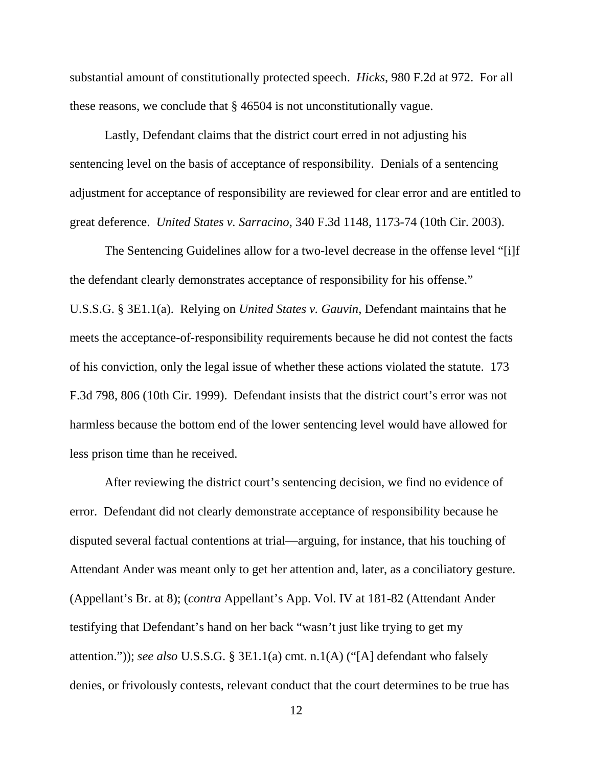substantial amount of constitutionally protected speech. *Hicks*, 980 F.2d at 972. For all these reasons, we conclude that § 46504 is not unconstitutionally vague.

Lastly, Defendant claims that the district court erred in not adjusting his sentencing level on the basis of acceptance of responsibility. Denials of a sentencing adjustment for acceptance of responsibility are reviewed for clear error and are entitled to great deference. *United States v. Sarracino*, 340 F.3d 1148, 1173-74 (10th Cir. 2003).

The Sentencing Guidelines allow for a two-level decrease in the offense level "[i]f the defendant clearly demonstrates acceptance of responsibility for his offense." U.S.S.G. § 3E1.1(a). Relying on *United States v. Gauvin*, Defendant maintains that he meets the acceptance-of-responsibility requirements because he did not contest the facts of his conviction, only the legal issue of whether these actions violated the statute. 173 F.3d 798, 806 (10th Cir. 1999). Defendant insists that the district court's error was not harmless because the bottom end of the lower sentencing level would have allowed for less prison time than he received.

After reviewing the district court's sentencing decision, we find no evidence of error. Defendant did not clearly demonstrate acceptance of responsibility because he disputed several factual contentions at trial—arguing, for instance, that his touching of Attendant Ander was meant only to get her attention and, later, as a conciliatory gesture. (Appellant's Br. at 8); (*contra* Appellant's App. Vol. IV at 181-82 (Attendant Ander testifying that Defendant's hand on her back "wasn't just like trying to get my attention.")); *see also* U.S.S.G. § 3E1.1(a) cmt. n.1(A) ("[A] defendant who falsely denies, or frivolously contests, relevant conduct that the court determines to be true has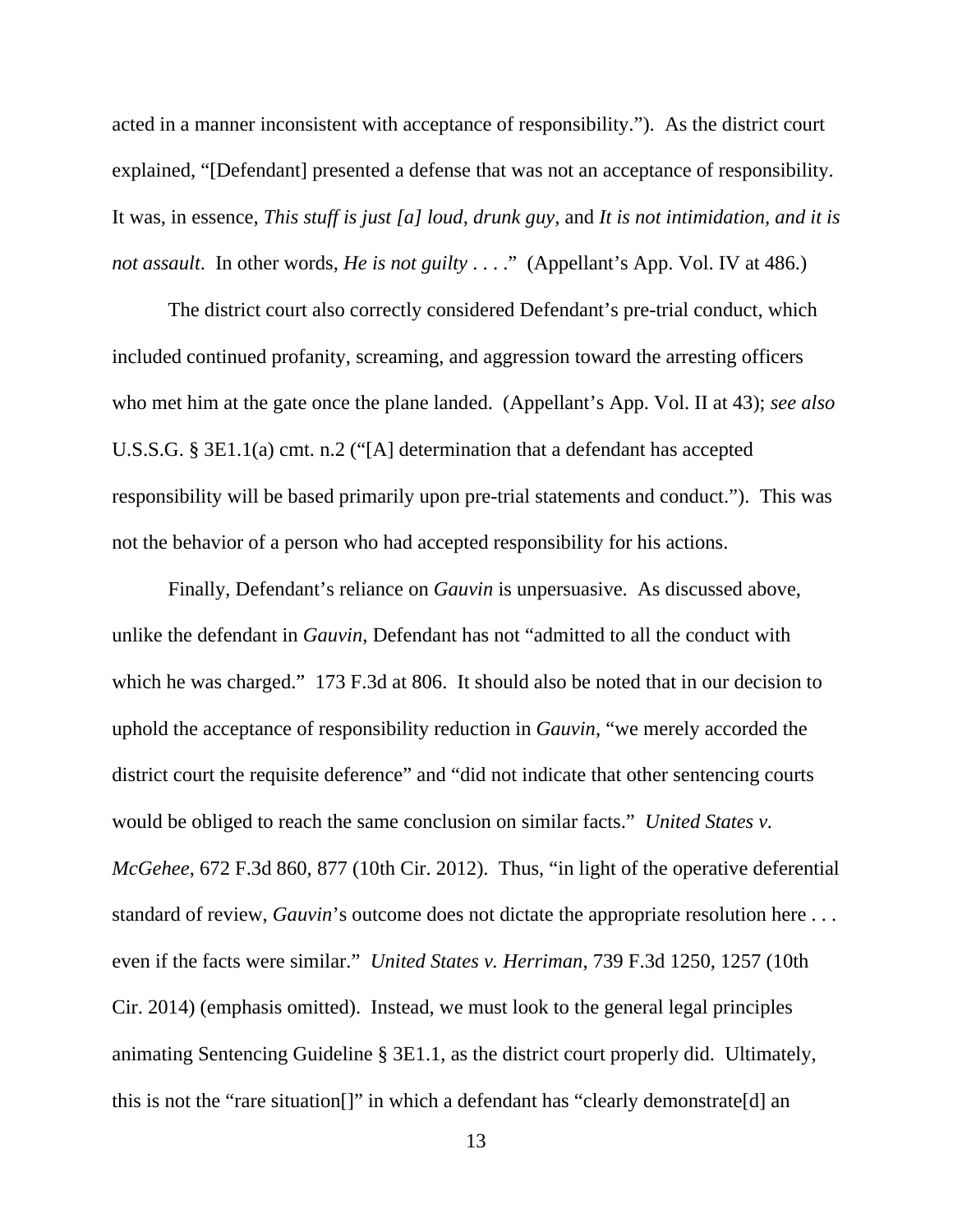acted in a manner inconsistent with acceptance of responsibility."). As the district court explained, "[Defendant] presented a defense that was not an acceptance of responsibility. It was, in essence, *This stuff is just [a] loud, drunk guy*, and *It is not intimidation, and it is not assault*. In other words, *He is not guilty* . . . ." (Appellant's App. Vol. IV at 486.)

The district court also correctly considered Defendant's pre-trial conduct, which included continued profanity, screaming, and aggression toward the arresting officers who met him at the gate once the plane landed. (Appellant's App. Vol. II at 43); *see also* U.S.S.G. § 3E1.1(a) cmt. n.2 ("[A] determination that a defendant has accepted responsibility will be based primarily upon pre-trial statements and conduct."). This was not the behavior of a person who had accepted responsibility for his actions.

Finally, Defendant's reliance on *Gauvin* is unpersuasive. As discussed above, unlike the defendant in *Gauvin*, Defendant has not "admitted to all the conduct with which he was charged." 173 F.3d at 806. It should also be noted that in our decision to uphold the acceptance of responsibility reduction in *Gauvin*, "we merely accorded the district court the requisite deference" and "did not indicate that other sentencing courts would be obliged to reach the same conclusion on similar facts." *United States v. McGehee*, 672 F.3d 860, 877 (10th Cir. 2012). Thus, "in light of the operative deferential standard of review, *Gauvin*'s outcome does not dictate the appropriate resolution here . . . even if the facts were similar." *United States v. Herriman*, 739 F.3d 1250, 1257 (10th Cir. 2014) (emphasis omitted). Instead, we must look to the general legal principles animating Sentencing Guideline § 3E1.1, as the district court properly did. Ultimately, this is not the "rare situation[]" in which a defendant has "clearly demonstrate[d] an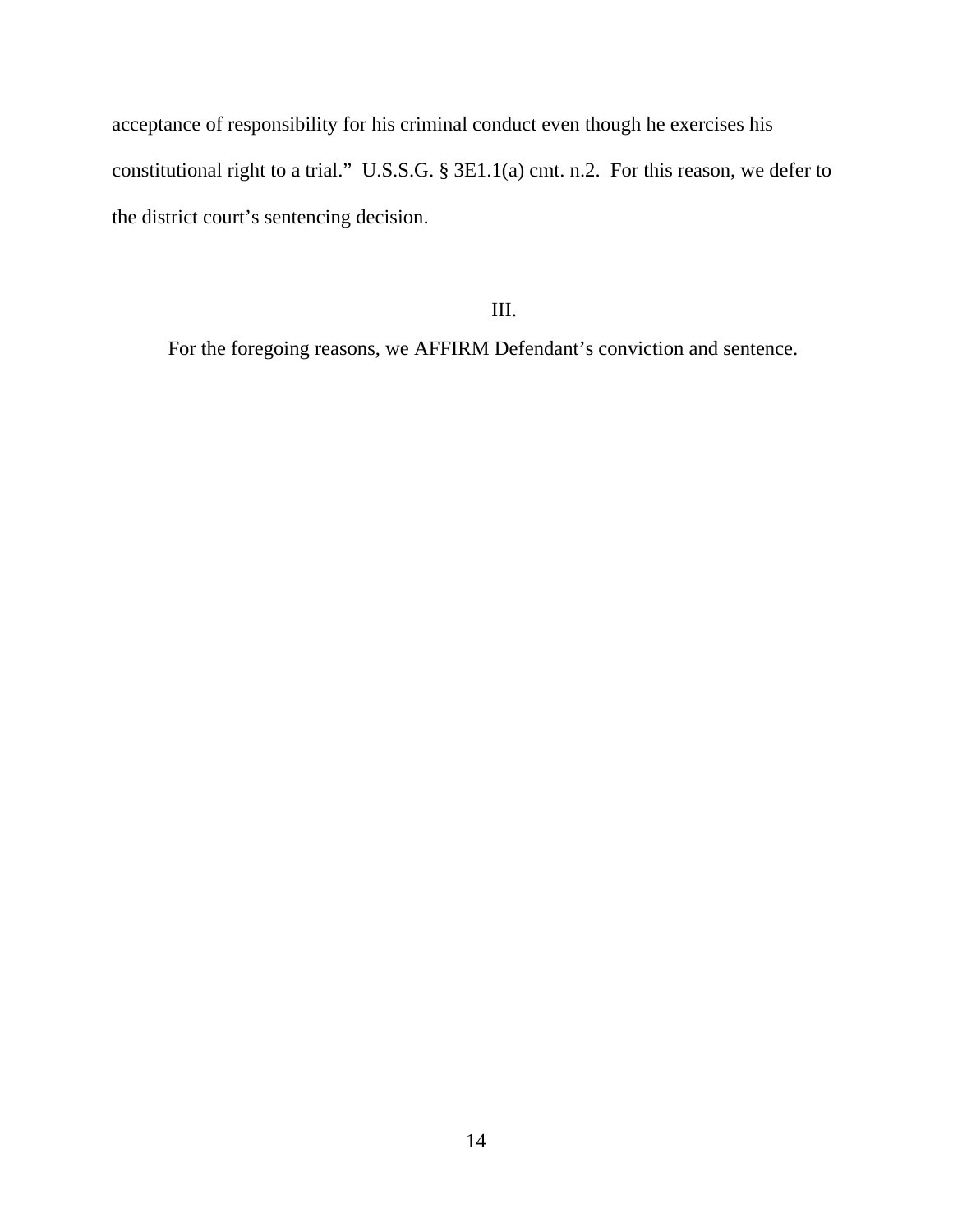acceptance of responsibility for his criminal conduct even though he exercises his constitutional right to a trial." U.S.S.G. § 3E1.1(a) cmt. n.2. For this reason, we defer to the district court's sentencing decision.

## III.

For the foregoing reasons, we AFFIRM Defendant's conviction and sentence.